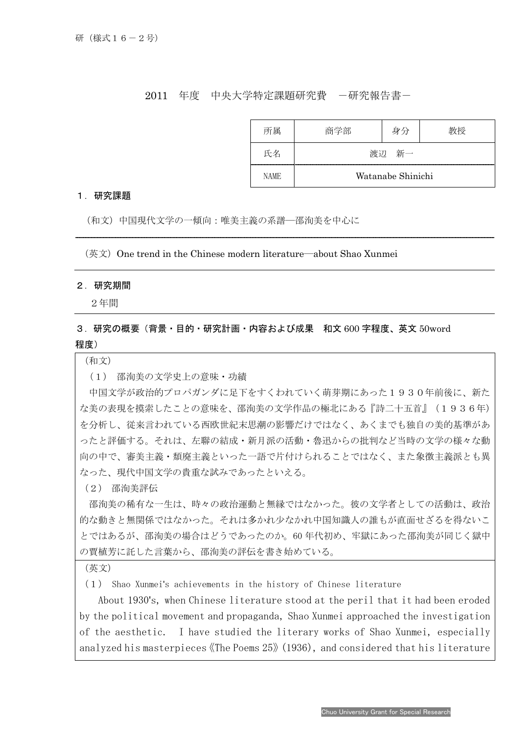研（様式１６－２号）

# 2011　年度　中央大学特定課題研究費　－研究報告書－

| 所属 | 商学部 | 身分 | 教授 |
| --- | --- | --- | --- |
| 氏名 | 渡辺　新一 | | |
| NAME | Watanabe Shinichi | | |

## １．研究課題

（和文）中国現代文学の一傾向：唯美主義の系譜─邵洵美を中心に

（英文）One trend in the Chinese modern literature—about Shao Xunmei

## ２．研究期間

２年間

## ３．研究の概要（背景・目的・研究計画・内容および成果　和文 600 字程度、英文 50word 程度）

（和文）

（１）　邵洵美の文学史上の意味・功績

中国文学が政治的プロパガンダに足下をすくわれていく萌芽期にあった１９３０年前後に、新たな美の表現を模索したことの意味を、邵洵美の文学作品の極北にある『詩二十五首』（１９３６年）を分析し、従来言われている西欧世紀末思潮の影響だけではなく、あくまでも独自の美的基準があったと評価する。それは、左聯の結成・新月派の活動・魯迅からの批判など当時の文学の様々な動向の中で、審美主義・頽廃主義といった一語で片付けられることではなく、また象徴主義派とも異なった、現代中国文学の貴重な試みであったといえる。

（２）　邵洵美評伝

邵洵美の稀有な一生は、時々の政治運動と無縁ではなかった。彼の文学者としての活動は、政治的な動きと無関係ではなかった。それは多かれ少なかれ中国知識人の誰もが直面せざるを得ないことではあるが、邵洵美の場合はどうであったのか。60 年代初め、牢獄にあった邵洵美が同じく獄中の賈植芳に託した言葉から、邵洵美の評伝を書き始めている。

（英文）

（１）　Shao Xunmei's achievements in the history of Chinese literature

About 1930's, when Chinese literature stood at the peril that it had been eroded by the political movement and propaganda, Shao Xunmei approached the investigation of the aesthetic.　I have studied the literary works of Shao Xunmei, especially analyzed his masterpieces《The Poems 25》(1936), and considered that his literature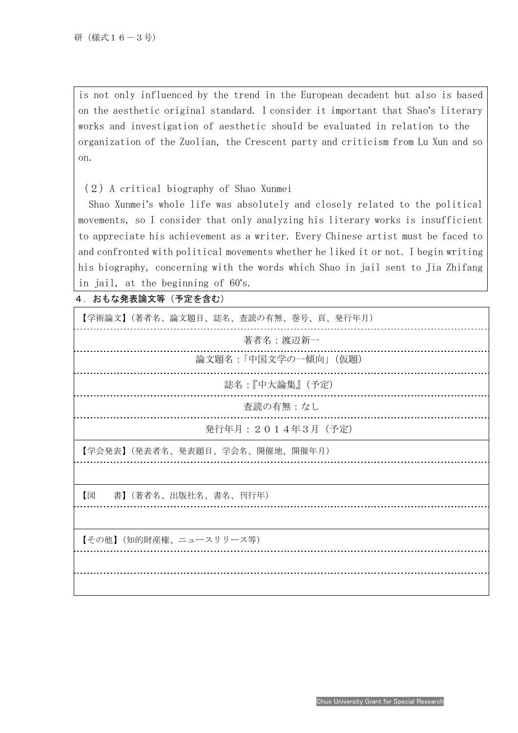is not only influenced by the trend in the European decadent but also is based on the aesthetic original standard. I consider it important that Shao's literary works and investigation of aesthetic should be evaluated in relation to the organization of the Zuolian, the Crescent party and criticism from Lu Xun and so on.

（２）A critical biography of Shao Xunmei

Shao Xunmei's whole life was absolutely and closely related to the political movements, so I consider that only analyzing his literary works is insufficient to appreciate his achievement as a writer. Every Chinese artist must be faced to and confronted with political movements whether he liked it or not. I begin writing his biography, concerning with the words which Shao in jail sent to Jia Zhifang in jail, at the beginning of 60's.

## ４．おもな発表論文等（予定を含む）

【学術論文】（著者名、論文題目、誌名、査読の有無、巻号、頁、発行年月）

著者名：渡辺新一

論文題名：「中国文学の一傾向」（仮題）

誌名：『中大論集』（予定）

査読の有無：なし

発行年月：２０１４年３月（予定）

【学会発表】（発表者名、発表題目、学会名、開催地、開催年月）

【図　　書】（著者名、出版社名、書名、刊行年）

【その他】（知的財産権、ニュースリリース等）